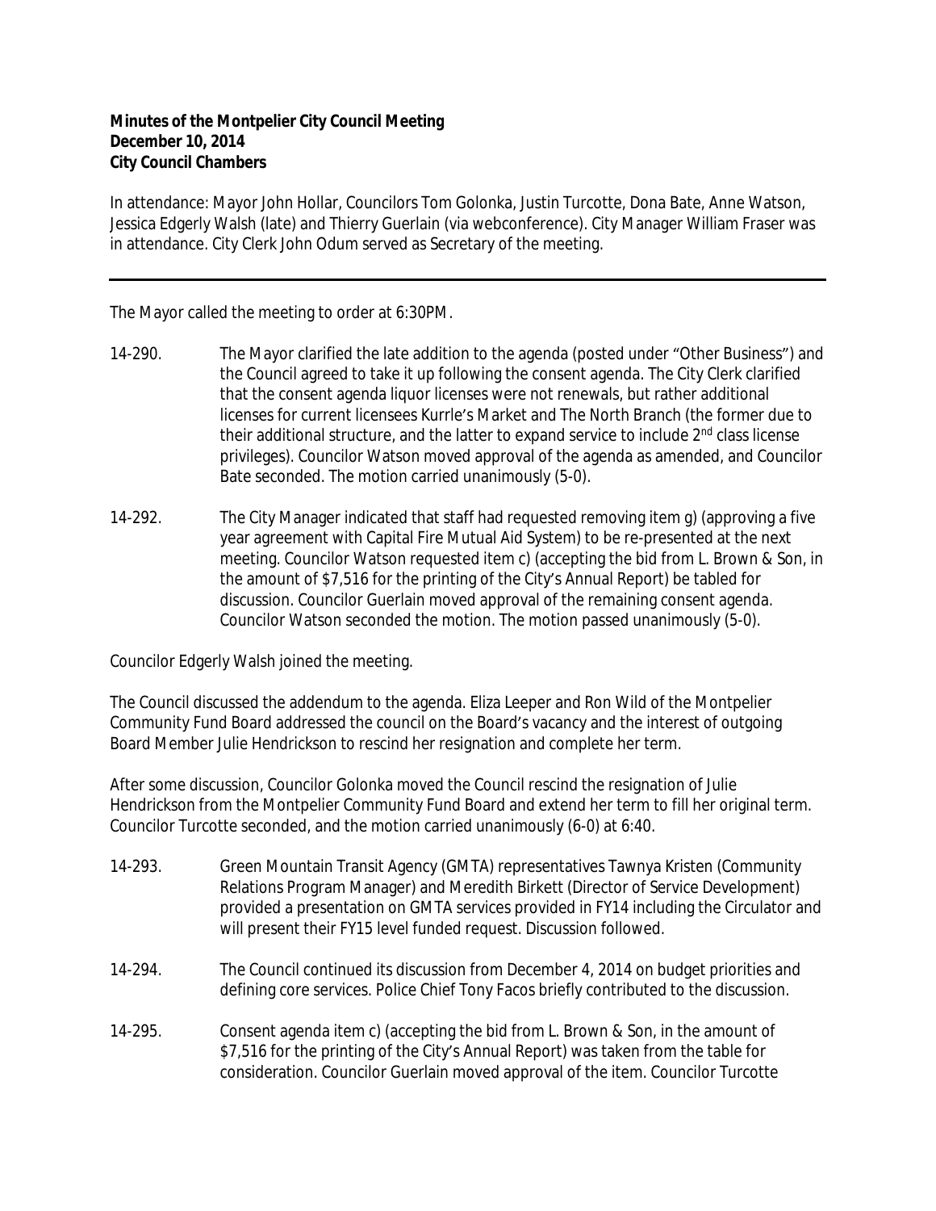**Minutes of the Montpelier City Council Meeting**
**December 10, 2014**
**City Council Chambers**

In attendance: Mayor John Hollar, Councilors Tom Golonka, Justin Turcotte, Dona Bate, Anne Watson, Jessica Edgerly Walsh (late) and Thierry Guerlain (via webconference). City Manager William Fraser was in attendance. City Clerk John Odum served as Secretary of the meeting.

---

The Mayor called the meeting to order at 6:30PM.

14-290. The Mayor clarified the late addition to the agenda (posted under "Other Business") and the Council agreed to take it up following the consent agenda. The City Clerk clarified that the consent agenda liquor licenses were not renewals, but rather additional licenses for current licensees Kurrle's Market and The North Branch (the former due to their additional structure, and the latter to expand service to include 2nd class license privileges). Councilor Watson moved approval of the agenda as amended, and Councilor Bate seconded. The motion carried unanimously (5-0).

14-292. The City Manager indicated that staff had requested removing item g) (approving a five year agreement with Capital Fire Mutual Aid System) to be re-presented at the next meeting. Councilor Watson requested item c) (accepting the bid from L. Brown & Son, in the amount of $7,516 for the printing of the City's Annual Report) be tabled for discussion. Councilor Guerlain moved approval of the remaining consent agenda. Councilor Watson seconded the motion. The motion passed unanimously (5-0).

Councilor Edgerly Walsh joined the meeting.

The Council discussed the addendum to the agenda. Eliza Leeper and Ron Wild of the Montpelier Community Fund Board addressed the council on the Board's vacancy and the interest of outgoing Board Member Julie Hendrickson to rescind her resignation and complete her term.

After some discussion, Councilor Golonka moved the Council rescind the resignation of Julie Hendrickson from the Montpelier Community Fund Board and extend her term to fill her original term. Councilor Turcotte seconded, and the motion carried unanimously (6-0) at 6:40.

14-293. Green Mountain Transit Agency (GMTA) representatives Tawnya Kristen (Community Relations Program Manager) and Meredith Birkett (Director of Service Development) provided a presentation on GMTA services provided in FY14 including the Circulator and will present their FY15 level funded request. Discussion followed.

14-294. The Council continued its discussion from December 4, 2014 on budget priorities and defining core services. Police Chief Tony Facos briefly contributed to the discussion.

14-295. Consent agenda item c) (accepting the bid from L. Brown & Son, in the amount of $7,516 for the printing of the City's Annual Report) was taken from the table for consideration. Councilor Guerlain moved approval of the item. Councilor Turcotte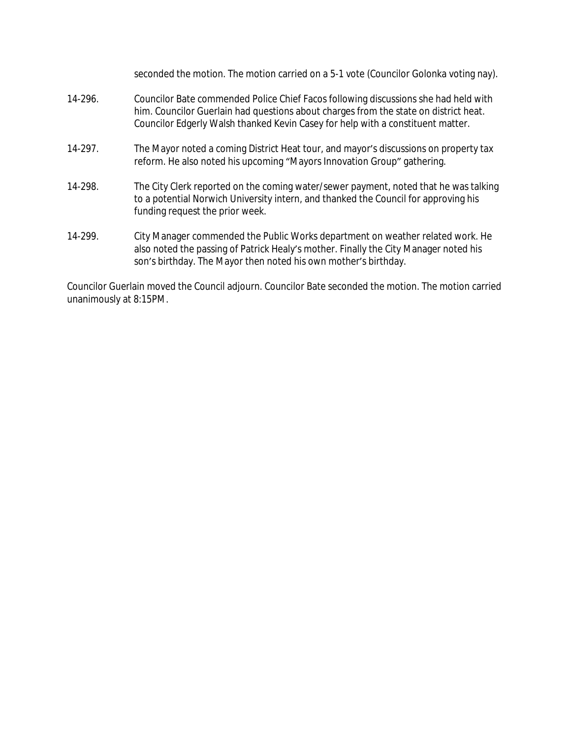seconded the motion. The motion carried on a 5-1 vote (Councilor Golonka voting nay).

14-296. Councilor Bate commended Police Chief Facos following discussions she had held with him. Councilor Guerlain had questions about charges from the state on district heat. Councilor Edgerly Walsh thanked Kevin Casey for help with a constituent matter.

14-297. The Mayor noted a coming District Heat tour, and mayor's discussions on property tax reform. He also noted his upcoming "Mayors Innovation Group" gathering.

14-298. The City Clerk reported on the coming water/sewer payment, noted that he was talking to a potential Norwich University intern, and thanked the Council for approving his funding request the prior week.

14-299. City Manager commended the Public Works department on weather related work. He also noted the passing of Patrick Healy's mother. Finally the City Manager noted his son's birthday. The Mayor then noted his own mother's birthday.

Councilor Guerlain moved the Council adjourn. Councilor Bate seconded the motion. The motion carried unanimously at 8:15PM.